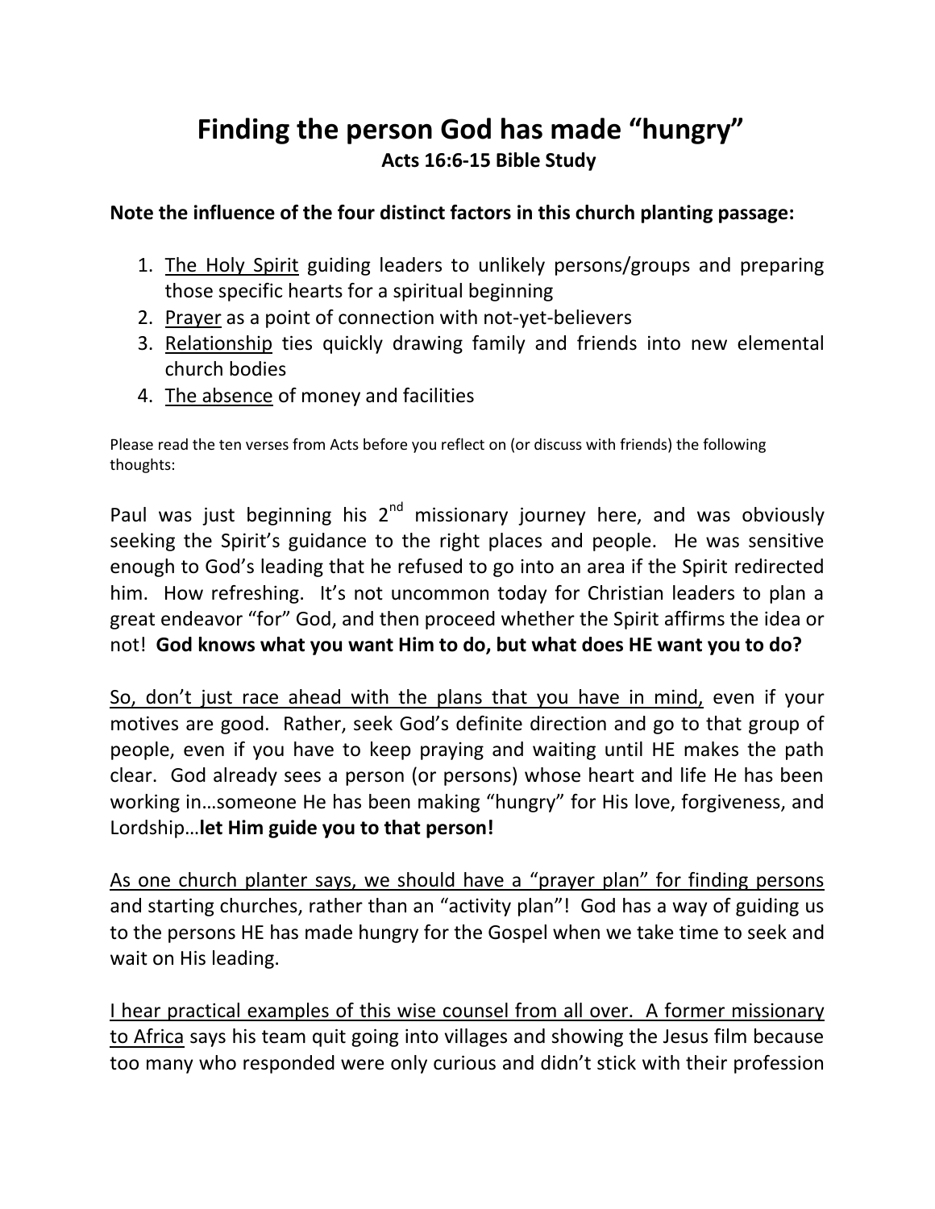# Finding the person God has made "hungry"

**Acts 16:6-15 Bible Study**

**Note the influence of the four distinct factors in this church planting passage:**

1. <u>The Holy Spirit</u> guiding leaders to unlikely persons/groups and preparing those specific hearts for a spiritual beginning
2. <u>Prayer</u> as a point of connection with not-yet-believers
3. <u>Relationship</u> ties quickly drawing family and friends into new elemental church bodies
4. <u>The absence</u> of money and facilities

Please read the ten verses from Acts before you reflect on (or discuss with friends) the following thoughts:

Paul was just beginning his 2nd missionary journey here, and was obviously seeking the Spirit's guidance to the right places and people. He was sensitive enough to God's leading that he refused to go into an area if the Spirit redirected him. How refreshing. It's not uncommon today for Christian leaders to plan a great endeavor "for" God, and then proceed whether the Spirit affirms the idea or not! **God knows what you want Him to do, but what does HE want you to do?**

<u>So, don't just race ahead with the plans that you have in mind,</u> even if your motives are good. Rather, seek God's definite direction and go to that group of people, even if you have to keep praying and waiting until HE makes the path clear. God already sees a person (or persons) whose heart and life He has been working in…someone He has been making "hungry" for His love, forgiveness, and Lordship…**let Him guide you to that person!**

<u>As one church planter says, we should have a "prayer plan" for finding persons</u> and starting churches, rather than an "activity plan"! God has a way of guiding us to the persons HE has made hungry for the Gospel when we take time to seek and wait on His leading.

<u>I hear practical examples of this wise counsel from all over. A former missionary to Africa</u> says his team quit going into villages and showing the Jesus film because too many who responded were only curious and didn't stick with their profession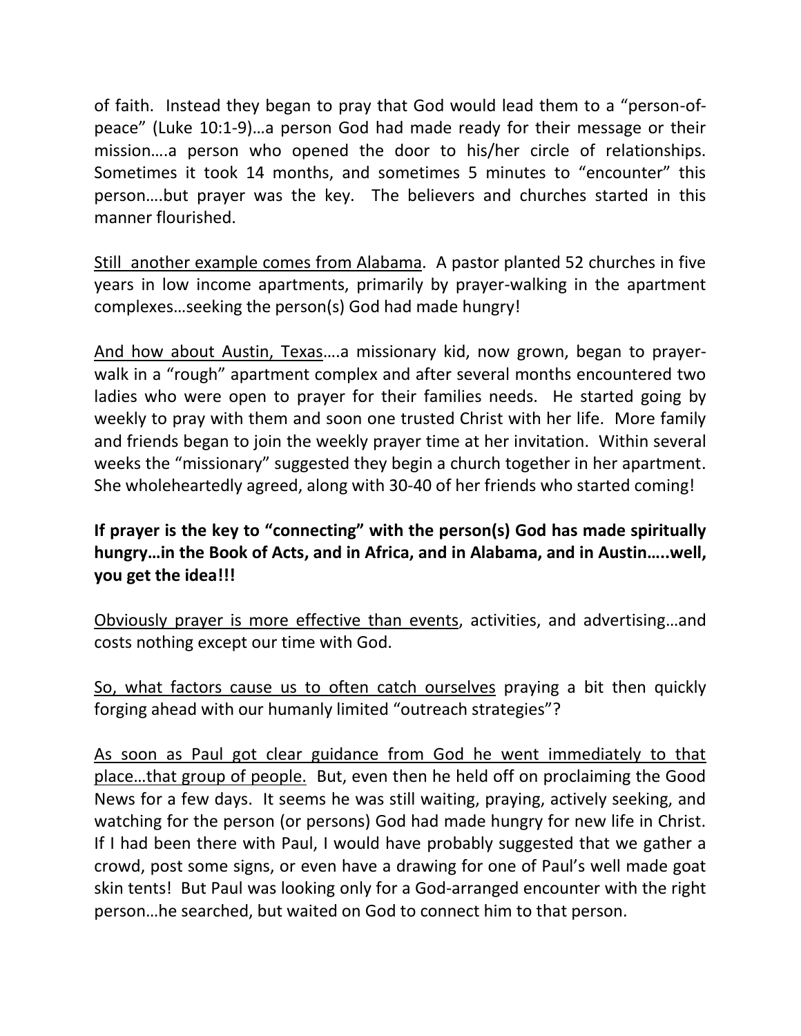of faith. Instead they began to pray that God would lead them to a "person-of-peace" (Luke 10:1-9)…a person God had made ready for their message or their mission….a person who opened the door to his/her circle of relationships. Sometimes it took 14 months, and sometimes 5 minutes to "encounter" this person….but prayer was the key. The believers and churches started in this manner flourished.

<u>Still another example comes from Alabama</u>. A pastor planted 52 churches in five years in low income apartments, primarily by prayer-walking in the apartment complexes…seeking the person(s) God had made hungry!

<u>And how about Austin, Texas</u>….a missionary kid, now grown, began to prayer-walk in a "rough" apartment complex and after several months encountered two ladies who were open to prayer for their families needs. He started going by weekly to pray with them and soon one trusted Christ with her life. More family and friends began to join the weekly prayer time at her invitation. Within several weeks the "missionary" suggested they begin a church together in her apartment. She wholeheartedly agreed, along with 30-40 of her friends who started coming!

**If prayer is the key to "connecting" with the person(s) God has made spiritually hungry…in the Book of Acts, and in Africa, and in Alabama, and in Austin…..well, you get the idea!!!**

<u>Obviously prayer is more effective than events</u>, activities, and advertising…and costs nothing except our time with God.

<u>So, what factors cause us to often catch ourselves</u> praying a bit then quickly forging ahead with our humanly limited "outreach strategies"?

<u>As soon as Paul got clear guidance from God he went immediately to that place…that group of people.</u> But, even then he held off on proclaiming the Good News for a few days. It seems he was still waiting, praying, actively seeking, and watching for the person (or persons) God had made hungry for new life in Christ. If I had been there with Paul, I would have probably suggested that we gather a crowd, post some signs, or even have a drawing for one of Paul's well made goat skin tents! But Paul was looking only for a God-arranged encounter with the right person…he searched, but waited on God to connect him to that person.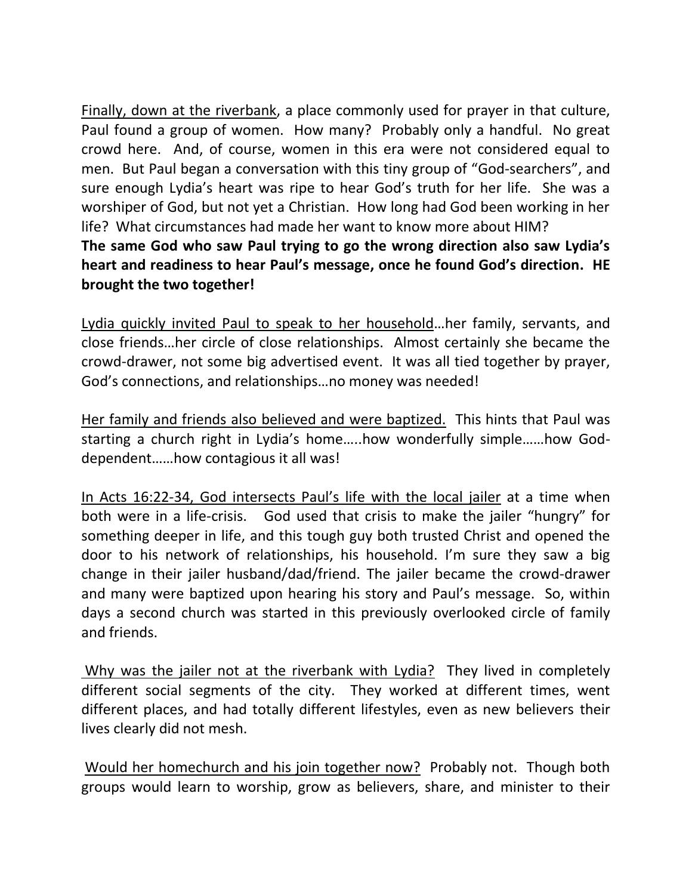<u>Finally, down at the riverbank</u>, a place commonly used for prayer in that culture, Paul found a group of women. How many? Probably only a handful. No great crowd here. And, of course, women in this era were not considered equal to men. But Paul began a conversation with this tiny group of "God-searchers", and sure enough Lydia's heart was ripe to hear God's truth for her life. She was a worshiper of God, but not yet a Christian. How long had God been working in her life? What circumstances had made her want to know more about HIM?

**The same God who saw Paul trying to go the wrong direction also saw Lydia's heart and readiness to hear Paul's message, once he found God's direction. HE brought the two together!**

<u>Lydia quickly invited Paul to speak to her household</u>…her family, servants, and close friends…her circle of close relationships. Almost certainly she became the crowd-drawer, not some big advertised event. It was all tied together by prayer, God's connections, and relationships…no money was needed!

<u>Her family and friends also believed and were baptized.</u> This hints that Paul was starting a church right in Lydia's home…..how wonderfully simple……how God-dependent……how contagious it all was!

<u>In Acts 16:22-34, God intersects Paul's life with the local jailer</u> at a time when both were in a life-crisis. God used that crisis to make the jailer "hungry" for something deeper in life, and this tough guy both trusted Christ and opened the door to his network of relationships, his household. I'm sure they saw a big change in their jailer husband/dad/friend. The jailer became the crowd-drawer and many were baptized upon hearing his story and Paul's message. So, within days a second church was started in this previously overlooked circle of family and friends.

<u>Why was the jailer not at the riverbank with Lydia?</u> They lived in completely different social segments of the city. They worked at different times, went different places, and had totally different lifestyles, even as new believers their lives clearly did not mesh.

<u>Would her homechurch and his join together now?</u> Probably not. Though both groups would learn to worship, grow as believers, share, and minister to their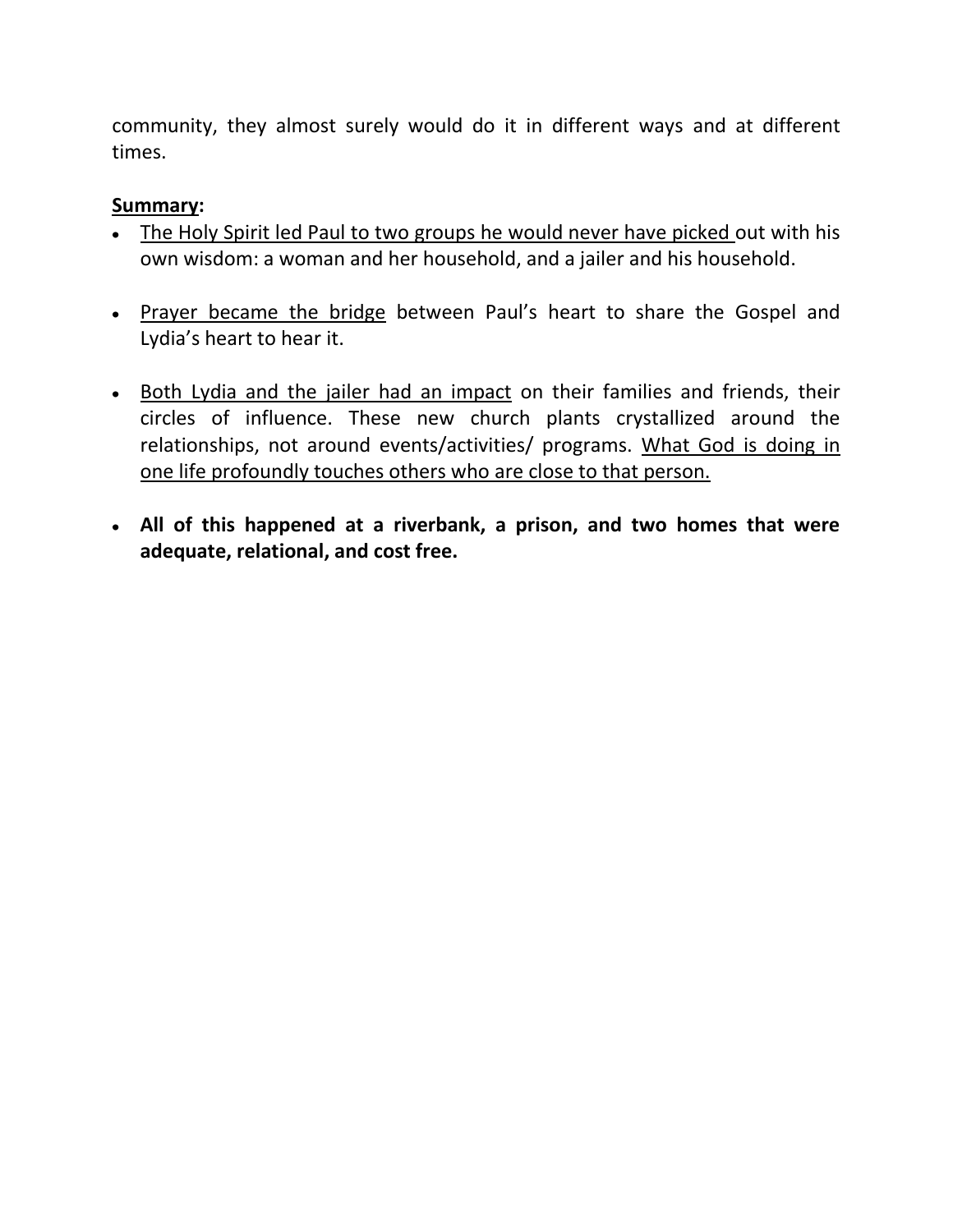community, they almost surely would do it in different ways and at different times.

<u>**Summary**</u>**:**

- <u>The Holy Spirit led Paul to two groups he would never have picked</u> out with his own wisdom: a woman and her household, and a jailer and his household.

- <u>Prayer became the bridge</u> between Paul's heart to share the Gospel and Lydia's heart to hear it.

- <u>Both Lydia and the jailer had an impact</u> on their families and friends, their circles of influence. These new church plants crystallized around the relationships, not around events/activities/ programs. <u>What God is doing in one life profoundly touches others who are close to that person.</u>

- **All of this happened at a riverbank, a prison, and two homes that were adequate, relational, and cost free.**